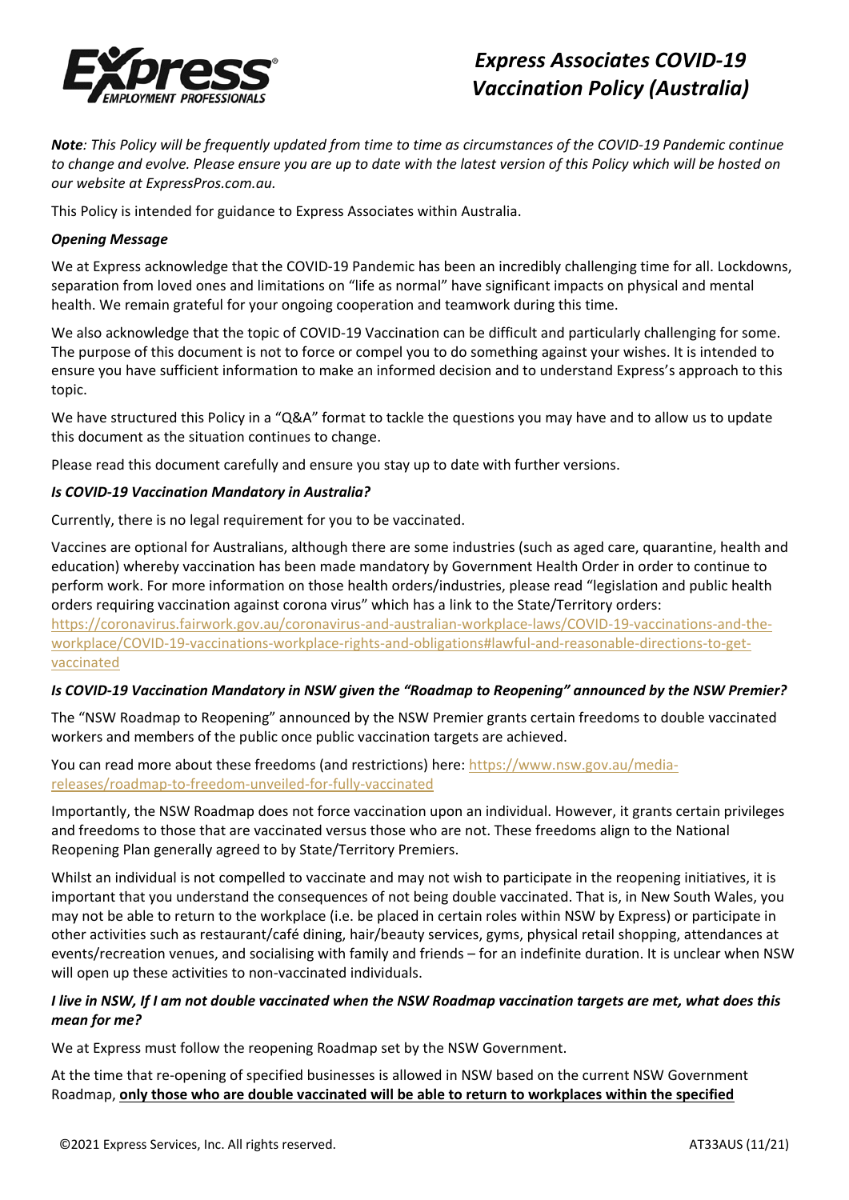# Express Associates COVID-19 Vaccination Policy (Australia)

***Note**: This Policy will be frequently updated from time to time as circumstances of the COVID-19 Pandemic continue to change and evolve. Please ensure you are up to date with the latest version of this Policy which will be hosted on our website at ExpressPros.com.au.*

This Policy is intended for guidance to Express Associates within Australia.

***Opening Message***

We at Express acknowledge that the COVID-19 Pandemic has been an incredibly challenging time for all. Lockdowns, separation from loved ones and limitations on "life as normal" have significant impacts on physical and mental health. We remain grateful for your ongoing cooperation and teamwork during this time.

We also acknowledge that the topic of COVID-19 Vaccination can be difficult and particularly challenging for some. The purpose of this document is not to force or compel you to do something against your wishes. It is intended to ensure you have sufficient information to make an informed decision and to understand Express's approach to this topic.

We have structured this Policy in a "Q&A" format to tackle the questions you may have and to allow us to update this document as the situation continues to change.

Please read this document carefully and ensure you stay up to date with further versions.

***Is COVID-19 Vaccination Mandatory in Australia?***

Currently, there is no legal requirement for you to be vaccinated.

Vaccines are optional for Australians, although there are some industries (such as aged care, quarantine, health and education) whereby vaccination has been made mandatory by Government Health Order in order to continue to perform work. For more information on those health orders/industries, please read "legislation and public health orders requiring vaccination against corona virus" which has a link to the State/Territory orders: https://coronavirus.fairwork.gov.au/coronavirus-and-australian-workplace-laws/COVID-19-vaccinations-and-the-workplace/COVID-19-vaccinations-workplace-rights-and-obligations#lawful-and-reasonable-directions-to-get-vaccinated

***Is COVID-19 Vaccination Mandatory in NSW given the "Roadmap to Reopening" announced by the NSW Premier?***

The "NSW Roadmap to Reopening" announced by the NSW Premier grants certain freedoms to double vaccinated workers and members of the public once public vaccination targets are achieved.

You can read more about these freedoms (and restrictions) here: https://www.nsw.gov.au/media-releases/roadmap-to-freedom-unveiled-for-fully-vaccinated

Importantly, the NSW Roadmap does not force vaccination upon an individual. However, it grants certain privileges and freedoms to those that are vaccinated versus those who are not. These freedoms align to the National Reopening Plan generally agreed to by State/Territory Premiers.

Whilst an individual is not compelled to vaccinate and may not wish to participate in the reopening initiatives, it is important that you understand the consequences of not being double vaccinated. That is, in New South Wales, you may not be able to return to the workplace (i.e. be placed in certain roles within NSW by Express) or participate in other activities such as restaurant/café dining, hair/beauty services, gyms, physical retail shopping, attendances at events/recreation venues, and socialising with family and friends – for an indefinite duration. It is unclear when NSW will open up these activities to non-vaccinated individuals.

***I live in NSW, If I am not double vaccinated when the NSW Roadmap vaccination targets are met, what does this mean for me?***

We at Express must follow the reopening Roadmap set by the NSW Government.

At the time that re-opening of specified businesses is allowed in NSW based on the current NSW Government Roadmap, **only those who are double vaccinated will be able to return to workplaces within the specified**

©2021 Express Services, Inc. All rights reserved. AT33AUS (11/21)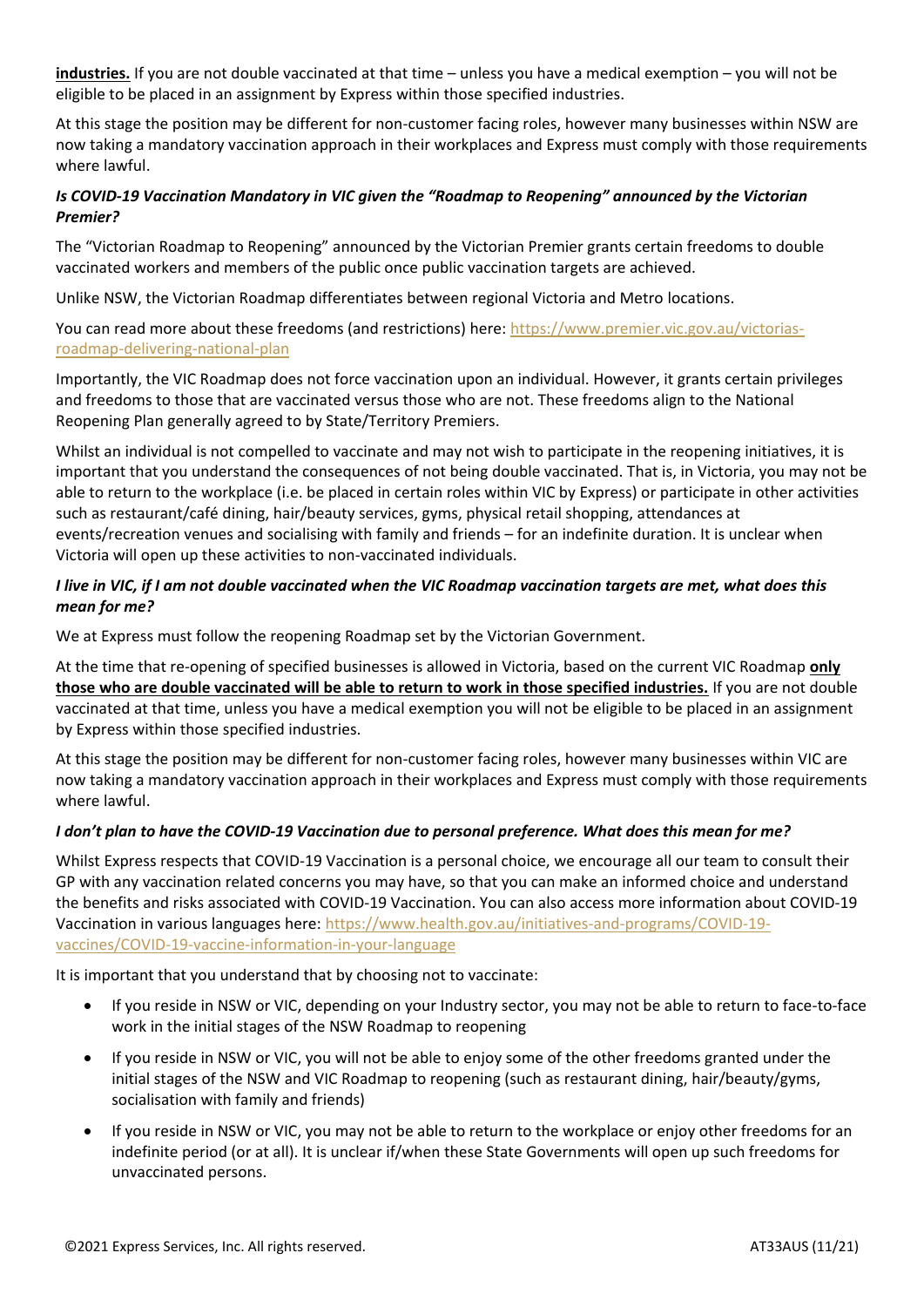**industries.** If you are not double vaccinated at that time – unless you have a medical exemption – you will not be eligible to be placed in an assignment by Express within those specified industries.

At this stage the position may be different for non-customer facing roles, however many businesses within NSW are now taking a mandatory vaccination approach in their workplaces and Express must comply with those requirements where lawful.

***Is COVID-19 Vaccination Mandatory in VIC given the "Roadmap to Reopening" announced by the Victorian Premier?***

The "Victorian Roadmap to Reopening" announced by the Victorian Premier grants certain freedoms to double vaccinated workers and members of the public once public vaccination targets are achieved.

Unlike NSW, the Victorian Roadmap differentiates between regional Victoria and Metro locations.

You can read more about these freedoms (and restrictions) here: https://www.premier.vic.gov.au/victorias-roadmap-delivering-national-plan

Importantly, the VIC Roadmap does not force vaccination upon an individual. However, it grants certain privileges and freedoms to those that are vaccinated versus those who are not. These freedoms align to the National Reopening Plan generally agreed to by State/Territory Premiers.

Whilst an individual is not compelled to vaccinate and may not wish to participate in the reopening initiatives, it is important that you understand the consequences of not being double vaccinated. That is, in Victoria, you may not be able to return to the workplace (i.e. be placed in certain roles within VIC by Express) or participate in other activities such as restaurant/café dining, hair/beauty services, gyms, physical retail shopping, attendances at events/recreation venues and socialising with family and friends – for an indefinite duration. It is unclear when Victoria will open up these activities to non-vaccinated individuals.

***I live in VIC, if I am not double vaccinated when the VIC Roadmap vaccination targets are met, what does this mean for me?***

We at Express must follow the reopening Roadmap set by the Victorian Government.

At the time that re-opening of specified businesses is allowed in Victoria, based on the current VIC Roadmap **only those who are double vaccinated will be able to return to work in those specified industries.** If you are not double vaccinated at that time, unless you have a medical exemption you will not be eligible to be placed in an assignment by Express within those specified industries.

At this stage the position may be different for non-customer facing roles, however many businesses within VIC are now taking a mandatory vaccination approach in their workplaces and Express must comply with those requirements where lawful.

***I don't plan to have the COVID-19 Vaccination due to personal preference. What does this mean for me?***

Whilst Express respects that COVID-19 Vaccination is a personal choice, we encourage all our team to consult their GP with any vaccination related concerns you may have, so that you can make an informed choice and understand the benefits and risks associated with COVID-19 Vaccination. You can also access more information about COVID-19 Vaccination in various languages here: https://www.health.gov.au/initiatives-and-programs/COVID-19-vaccines/COVID-19-vaccine-information-in-your-language

It is important that you understand that by choosing not to vaccinate:

- If you reside in NSW or VIC, depending on your Industry sector, you may not be able to return to face-to-face work in the initial stages of the NSW Roadmap to reopening
- If you reside in NSW or VIC, you will not be able to enjoy some of the other freedoms granted under the initial stages of the NSW and VIC Roadmap to reopening (such as restaurant dining, hair/beauty/gyms, socialisation with family and friends)
- If you reside in NSW or VIC, you may not be able to return to the workplace or enjoy other freedoms for an indefinite period (or at all). It is unclear if/when these State Governments will open up such freedoms for unvaccinated persons.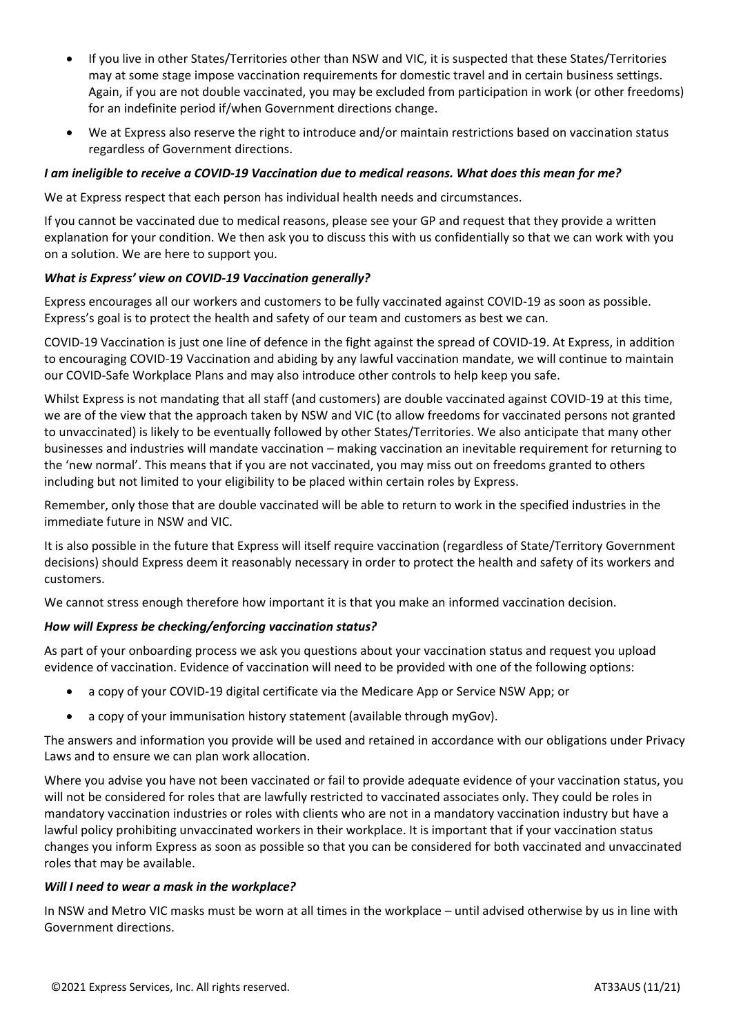- If you live in other States/Territories other than NSW and VIC, it is suspected that these States/Territories may at some stage impose vaccination requirements for domestic travel and in certain business settings. Again, if you are not double vaccinated, you may be excluded from participation in work (or other freedoms) for an indefinite period if/when Government directions change.
- We at Express also reserve the right to introduce and/or maintain restrictions based on vaccination status regardless of Government directions.

***I am ineligible to receive a COVID-19 Vaccination due to medical reasons. What does this mean for me?***

We at Express respect that each person has individual health needs and circumstances.

If you cannot be vaccinated due to medical reasons, please see your GP and request that they provide a written explanation for your condition. We then ask you to discuss this with us confidentially so that we can work with you on a solution. We are here to support you.

***What is Express' view on COVID-19 Vaccination generally?***

Express encourages all our workers and customers to be fully vaccinated against COVID-19 as soon as possible. Express's goal is to protect the health and safety of our team and customers as best we can.

COVID-19 Vaccination is just one line of defence in the fight against the spread of COVID-19. At Express, in addition to encouraging COVID-19 Vaccination and abiding by any lawful vaccination mandate, we will continue to maintain our COVID-Safe Workplace Plans and may also introduce other controls to help keep you safe.

Whilst Express is not mandating that all staff (and customers) are double vaccinated against COVID-19 at this time, we are of the view that the approach taken by NSW and VIC (to allow freedoms for vaccinated persons not granted to unvaccinated) is likely to be eventually followed by other States/Territories. We also anticipate that many other businesses and industries will mandate vaccination – making vaccination an inevitable requirement for returning to the 'new normal'. This means that if you are not vaccinated, you may miss out on freedoms granted to others including but not limited to your eligibility to be placed within certain roles by Express.

Remember, only those that are double vaccinated will be able to return to work in the specified industries in the immediate future in NSW and VIC.

It is also possible in the future that Express will itself require vaccination (regardless of State/Territory Government decisions) should Express deem it reasonably necessary in order to protect the health and safety of its workers and customers.

We cannot stress enough therefore how important it is that you make an informed vaccination decision.

***How will Express be checking/enforcing vaccination status?***

As part of your onboarding process we ask you questions about your vaccination status and request you upload evidence of vaccination. Evidence of vaccination will need to be provided with one of the following options:

- a copy of your COVID-19 digital certificate via the Medicare App or Service NSW App; or
- a copy of your immunisation history statement (available through myGov).

The answers and information you provide will be used and retained in accordance with our obligations under Privacy Laws and to ensure we can plan work allocation.

Where you advise you have not been vaccinated or fail to provide adequate evidence of your vaccination status, you will not be considered for roles that are lawfully restricted to vaccinated associates only. They could be roles in mandatory vaccination industries or roles with clients who are not in a mandatory vaccination industry but have a lawful policy prohibiting unvaccinated workers in their workplace. It is important that if your vaccination status changes you inform Express as soon as possible so that you can be considered for both vaccinated and unvaccinated roles that may be available.

***Will I need to wear a mask in the workplace?***

In NSW and Metro VIC masks must be worn at all times in the workplace – until advised otherwise by us in line with Government directions.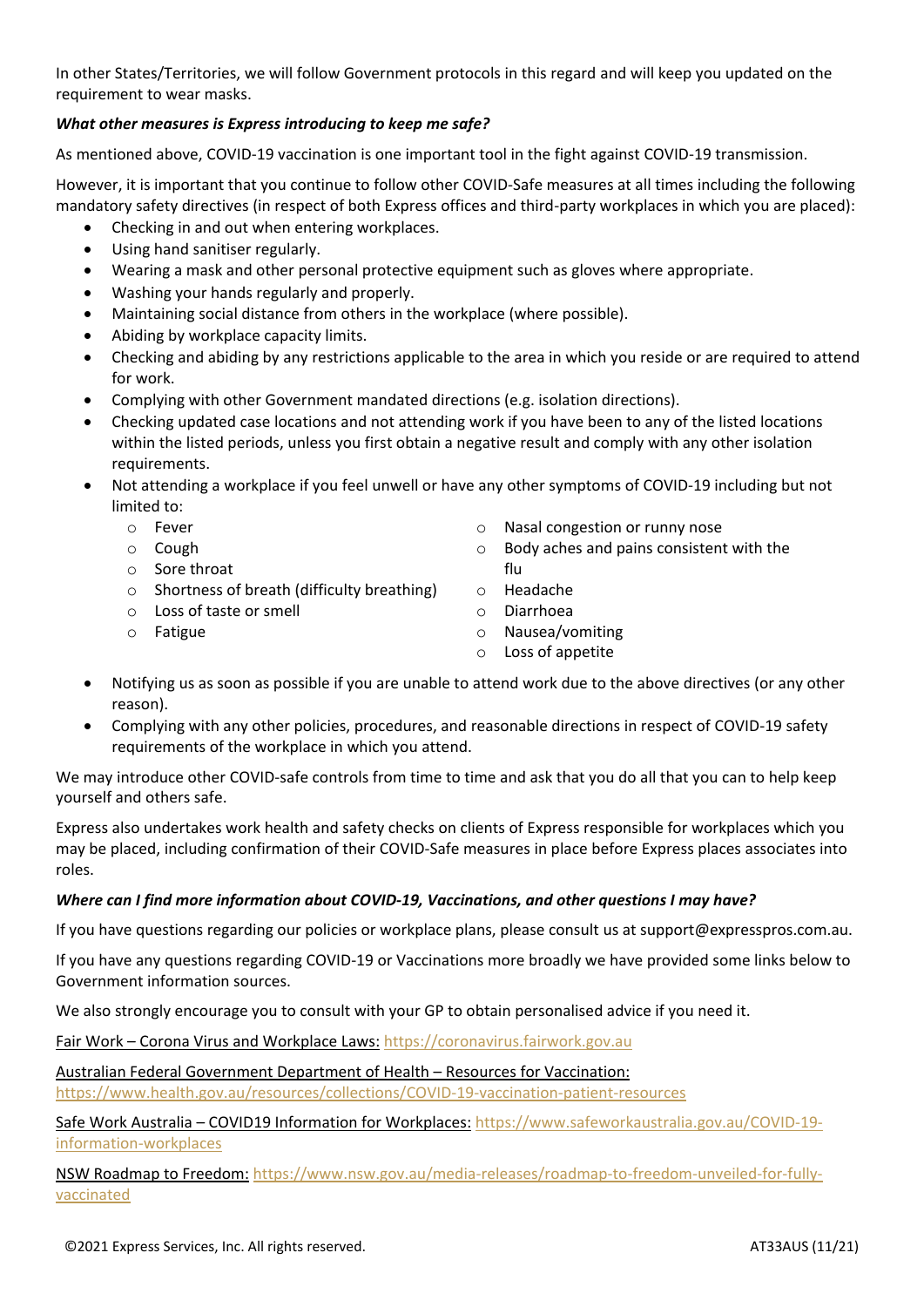In other States/Territories, we will follow Government protocols in this regard and will keep you updated on the requirement to wear masks.

***What other measures is Express introducing to keep me safe?***

As mentioned above, COVID-19 vaccination is one important tool in the fight against COVID-19 transmission.

However, it is important that you continue to follow other COVID-Safe measures at all times including the following mandatory safety directives (in respect of both Express offices and third-party workplaces in which you are placed):

- Checking in and out when entering workplaces.
- Using hand sanitiser regularly.
- Wearing a mask and other personal protective equipment such as gloves where appropriate.
- Washing your hands regularly and properly.
- Maintaining social distance from others in the workplace (where possible).
- Abiding by workplace capacity limits.
- Checking and abiding by any restrictions applicable to the area in which you reside or are required to attend for work.
- Complying with other Government mandated directions (e.g. isolation directions).
- Checking updated case locations and not attending work if you have been to any of the listed locations within the listed periods, unless you first obtain a negative result and comply with any other isolation requirements.
- Not attending a workplace if you feel unwell or have any other symptoms of COVID-19 including but not limited to:
    - Fever
    - Cough
    - Sore throat
    - Shortness of breath (difficulty breathing)
    - Loss of taste or smell
    - Fatigue
    - Nasal congestion or runny nose
    - Body aches and pains consistent with the flu
    - Headache
    - Diarrhoea
    - Nausea/vomiting
    - Loss of appetite
- Notifying us as soon as possible if you are unable to attend work due to the above directives (or any other reason).
- Complying with any other policies, procedures, and reasonable directions in respect of COVID-19 safety requirements of the workplace in which you attend.

We may introduce other COVID-safe controls from time to time and ask that you do all that you can to help keep yourself and others safe.

Express also undertakes work health and safety checks on clients of Express responsible for workplaces which you may be placed, including confirmation of their COVID-Safe measures in place before Express places associates into roles.

***Where can I find more information about COVID-19, Vaccinations, and other questions I may have?***

If you have questions regarding our policies or workplace plans, please consult us at support@expresspros.com.au.

If you have any questions regarding COVID-19 or Vaccinations more broadly we have provided some links below to Government information sources.

We also strongly encourage you to consult with your GP to obtain personalised advice if you need it.

Fair Work – Corona Virus and Workplace Laws: https://coronavirus.fairwork.gov.au

Australian Federal Government Department of Health – Resources for Vaccination: https://www.health.gov.au/resources/collections/COVID-19-vaccination-patient-resources

Safe Work Australia – COVID19 Information for Workplaces: https://www.safeworkaustralia.gov.au/COVID-19-information-workplaces

NSW Roadmap to Freedom: https://www.nsw.gov.au/media-releases/roadmap-to-freedom-unveiled-for-fully-vaccinated

©2021 Express Services, Inc. All rights reserved. AT33AUS (11/21)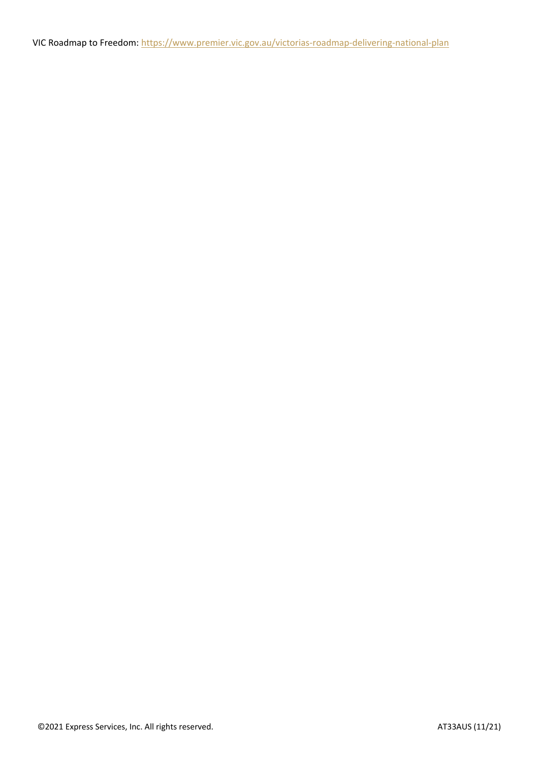VIC Roadmap to Freedom: [https://www.premier.vic.gov.au/victorias-roadmap-delivering-national-plan](https://www.premier.vic.gov.au/victorias-roadmap-delivering-national-plan)

©2021 Express Services, Inc. All rights reserved. AT33AUS (11/21)